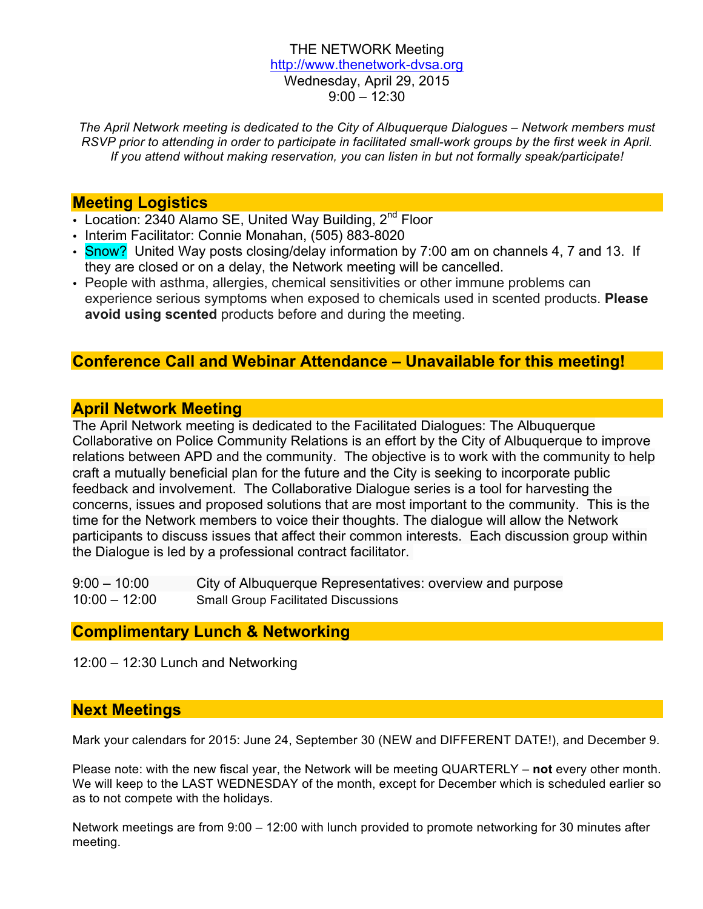THE NETWORK Meeting

http://www.thenetwork-dvsa.org

Wednesday, April 29, 2015

9:00 – 12:30

*The April Network meeting is dedicated to the City of Albuquerque Dialogues – Network members must RSVP prior to attending in order to participate in facilitated small-work groups by the first week in April. If you attend without making reservation, you can listen in but not formally speak/participate!*

## Meeting Logistics

- Location: 2340 Alamo SE, United Way Building, 2nd Floor
- Interim Facilitator: Connie Monahan, (505) 883-8020
- Snow? United Way posts closing/delay information by 7:00 am on channels 4, 7 and 13. If they are closed or on a delay, the Network meeting will be cancelled.
- People with asthma, allergies, chemical sensitivities or other immune problems can experience serious symptoms when exposed to chemicals used in scented products. **Please avoid using scented** products before and during the meeting.

## Conference Call and Webinar Attendance – Unavailable for this meeting!

## April Network Meeting

The April Network meeting is dedicated to the Facilitated Dialogues: The Albuquerque Collaborative on Police Community Relations is an effort by the City of Albuquerque to improve relations between APD and the community. The objective is to work with the community to help craft a mutually beneficial plan for the future and the City is seeking to incorporate public feedback and involvement. The Collaborative Dialogue series is a tool for harvesting the concerns, issues and proposed solutions that are most important to the community. This is the time for the Network members to voice their thoughts. The dialogue will allow the Network participants to discuss issues that affect their common interests. Each discussion group within the Dialogue is led by a professional contract facilitator.

9:00 – 10:00 City of Albuquerque Representatives: overview and purpose

10:00 – 12:00 Small Group Facilitated Discussions

## Complimentary Lunch & Networking

12:00 – 12:30 Lunch and Networking

## Next Meetings

Mark your calendars for 2015: June 24, September 30 (NEW and DIFFERENT DATE!), and December 9.

Please note: with the new fiscal year, the Network will be meeting QUARTERLY – **not** every other month. We will keep to the LAST WEDNESDAY of the month, except for December which is scheduled earlier so as to not compete with the holidays.

Network meetings are from 9:00 – 12:00 with lunch provided to promote networking for 30 minutes after meeting.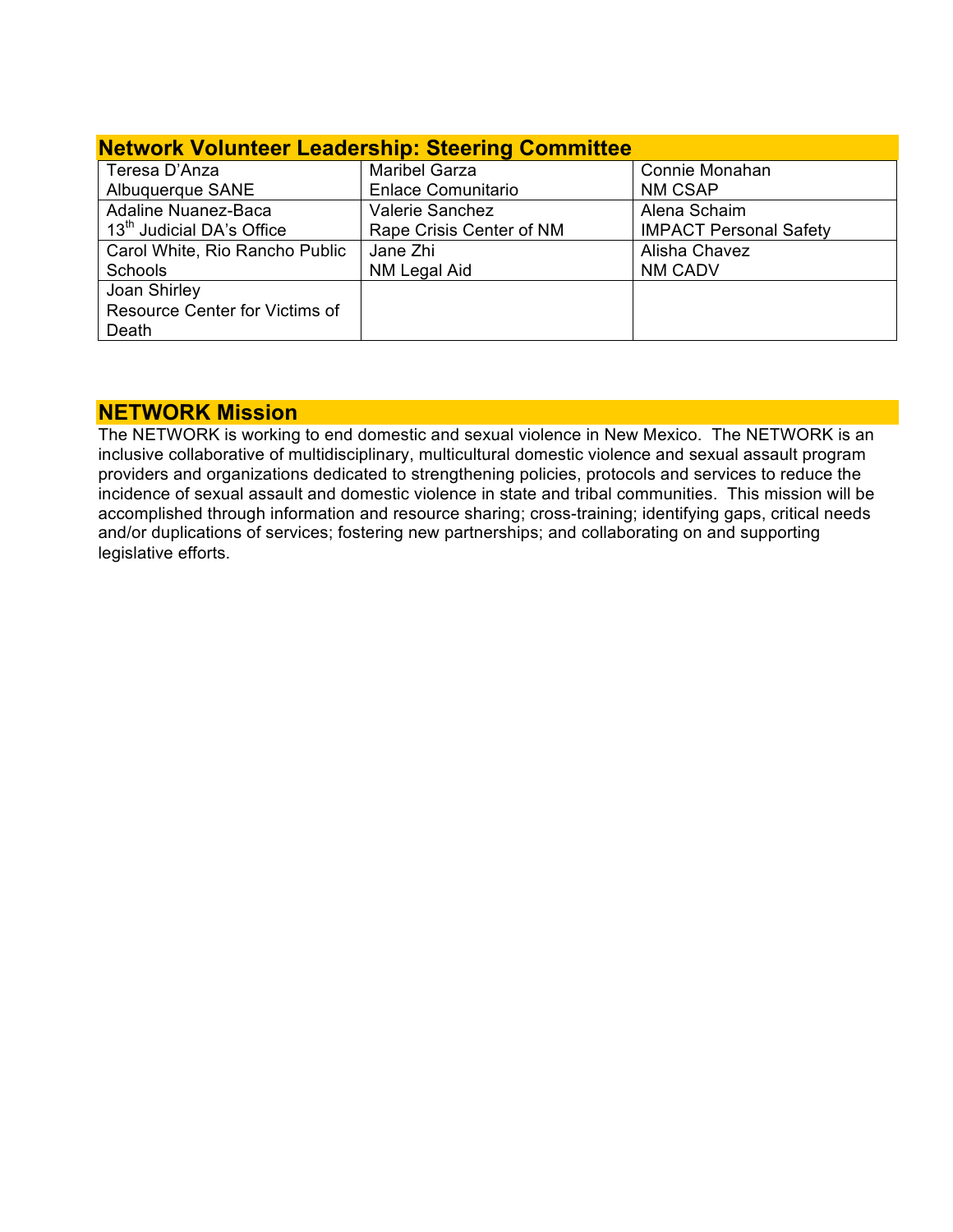## Network Volunteer Leadership: Steering Committee

| | | |
|---|---|---|
| Teresa D'Anza<br>Albuquerque SANE | Maribel Garza<br>Enlace Comunitario | Connie Monahan<br>NM CSAP |
| Adaline Nuanez-Baca<br>13th Judicial DA's Office | Valerie Sanchez<br>Rape Crisis Center of NM | Alena Schaim<br>IMPACT Personal Safety |
| Carol White, Rio Rancho Public Schools | Jane Zhi<br>NM Legal Aid | Alisha Chavez<br>NM CADV |
| Joan Shirley<br>Resource Center for Victims of Death | | |

## NETWORK Mission

The NETWORK is working to end domestic and sexual violence in New Mexico. The NETWORK is an inclusive collaborative of multidisciplinary, multicultural domestic violence and sexual assault program providers and organizations dedicated to strengthening policies, protocols and services to reduce the incidence of sexual assault and domestic violence in state and tribal communities. This mission will be accomplished through information and resource sharing; cross-training; identifying gaps, critical needs and/or duplications of services; fostering new partnerships; and collaborating on and supporting legislative efforts.